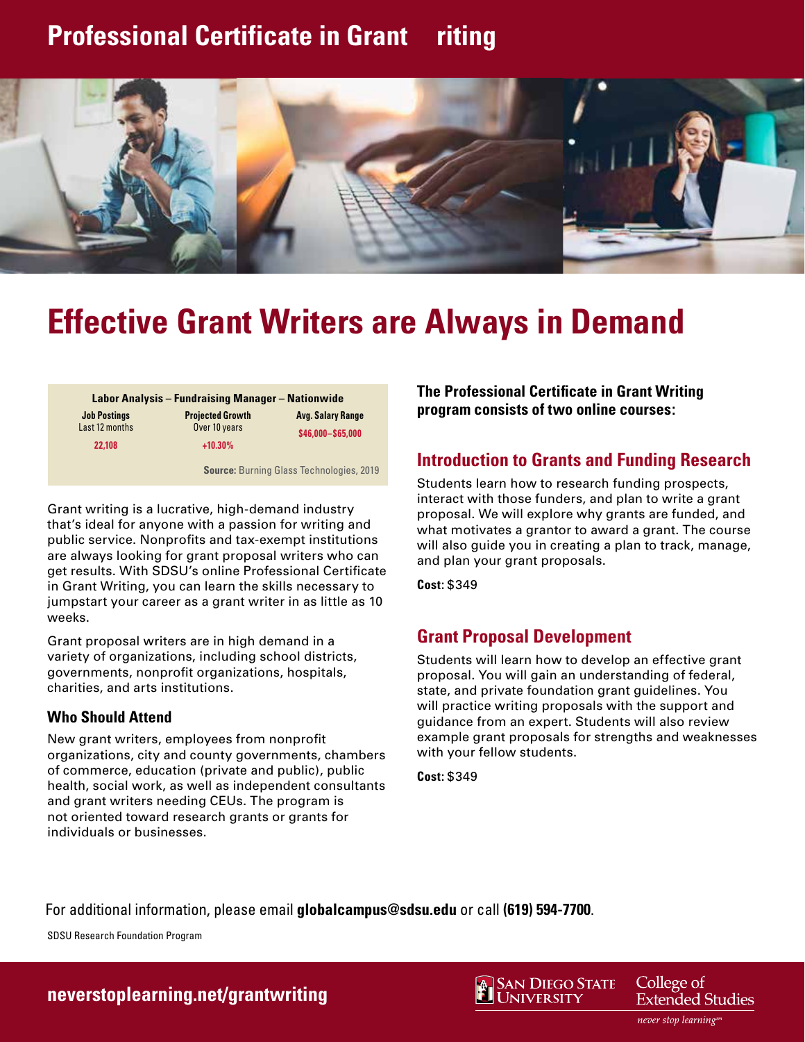# Professional Certificate in Grant riting

## Effective Grant Writers are Always in Demand

| Labor Analysis – Fundraising Manager – Nationwide | | |
|---|---|---|
| **Job Postings** Last 12 months | **Projected Growth** Over 10 years | **Avg. Salary Range** |
| 22,108 | +10.30% | $46,000–$65,000 |

**Source:** Burning Glass Technologies, 2019

Grant writing is a lucrative, high-demand industry that's ideal for anyone with a passion for writing and public service. Nonprofits and tax-exempt institutions are always looking for grant proposal writers who can get results. With SDSU's online Professional Certificate in Grant Writing, you can learn the skills necessary to jumpstart your career as a grant writer in as little as 10 weeks.

Grant proposal writers are in high demand in a variety of organizations, including school districts, governments, nonprofit organizations, hospitals, charities, and arts institutions.

### Who Should Attend

New grant writers, employees from nonprofit organizations, city and county governments, chambers of commerce, education (private and public), public health, social work, as well as independent consultants and grant writers needing CEUs. The program is not oriented toward research grants or grants for individuals or businesses.

**The Professional Certificate in Grant Writing program consists of two online courses:**

### Introduction to Grants and Funding Research

Students learn how to research funding prospects, interact with those funders, and plan to write a grant proposal. We will explore why grants are funded, and what motivates a grantor to award a grant. The course will also guide you in creating a plan to track, manage, and plan your grant proposals.

**Cost:** $349

### Grant Proposal Development

Students will learn how to develop an effective grant proposal. You will gain an understanding of federal, state, and private foundation grant guidelines. You will practice writing proposals with the support and guidance from an expert. Students will also review example grant proposals for strengths and weaknesses with your fellow students.

**Cost:** $349

For additional information, please email **globalcampus@sdsu.edu** or call **(619) 594-7700**.

SDSU Research Foundation Program

**neverstoplearning.net/grantwriting**

San Diego State University | College of Extended Studies

*never stop learning*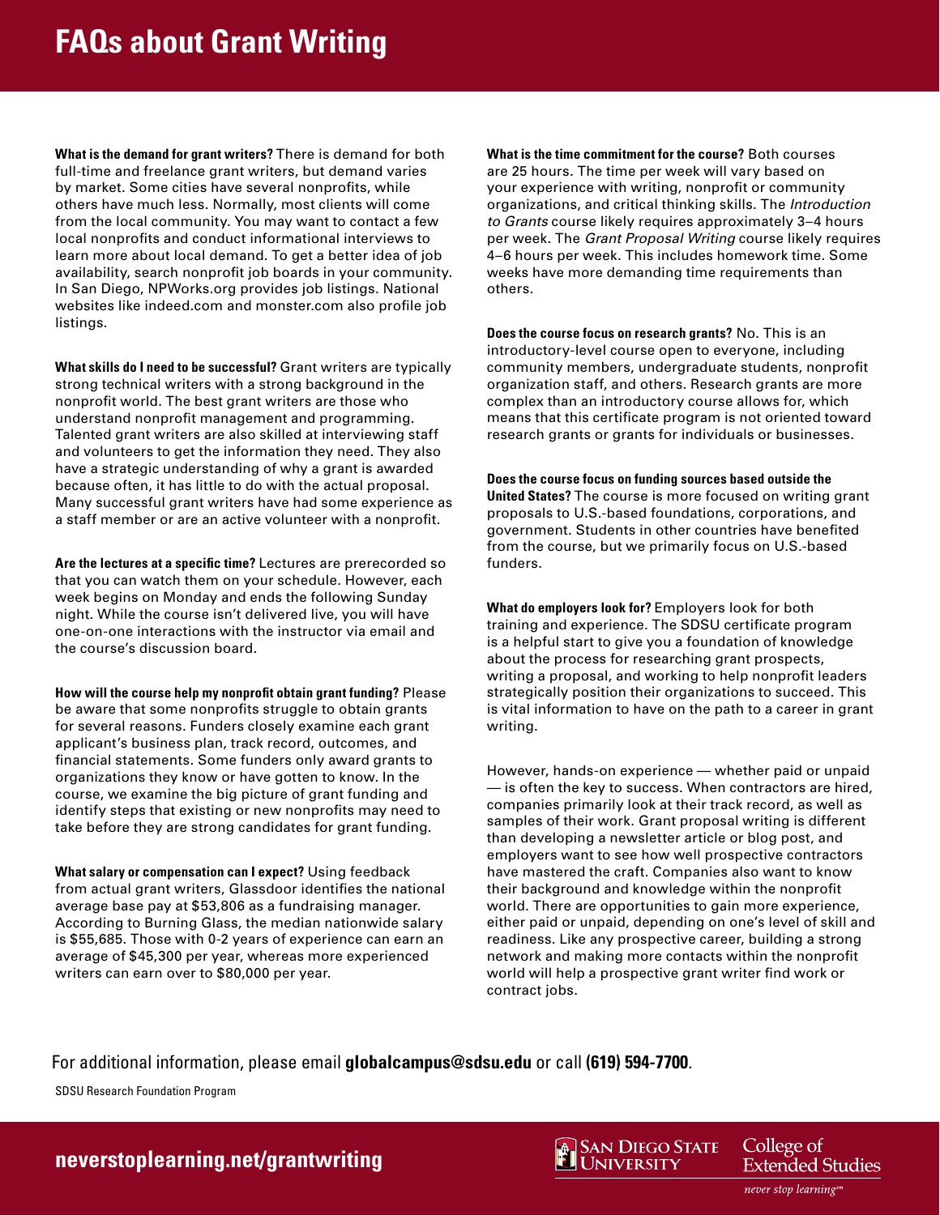# FAQs about Grant Writing

**What is the demand for grant writers?** There is demand for both full-time and freelance grant writers, but demand varies by market. Some cities have several nonprofits, while others have much less. Normally, most clients will come from the local community. You may want to contact a few local nonprofits and conduct informational interviews to learn more about local demand. To get a better idea of job availability, search nonprofit job boards in your community. In San Diego, NPWorks.org provides job listings. National websites like indeed.com and monster.com also profile job listings.

**What skills do I need to be successful?** Grant writers are typically strong technical writers with a strong background in the nonprofit world. The best grant writers are those who understand nonprofit management and programming. Talented grant writers are also skilled at interviewing staff and volunteers to get the information they need. They also have a strategic understanding of why a grant is awarded because often, it has little to do with the actual proposal. Many successful grant writers have had some experience as a staff member or are an active volunteer with a nonprofit.

**Are the lectures at a specific time?** Lectures are prerecorded so that you can watch them on your schedule. However, each week begins on Monday and ends the following Sunday night. While the course isn't delivered live, you will have one-on-one interactions with the instructor via email and the course's discussion board.

**How will the course help my nonprofit obtain grant funding?** Please be aware that some nonprofits struggle to obtain grants for several reasons. Funders closely examine each grant applicant's business plan, track record, outcomes, and financial statements. Some funders only award grants to organizations they know or have gotten to know. In the course, we examine the big picture of grant funding and identify steps that existing or new nonprofits may need to take before they are strong candidates for grant funding.

**What salary or compensation can I expect?** Using feedback from actual grant writers, Glassdoor identifies the national average base pay at $53,806 as a fundraising manager. According to Burning Glass, the median nationwide salary is $55,685. Those with 0-2 years of experience can earn an average of $45,300 per year, whereas more experienced writers can earn over to $80,000 per year.

**What is the time commitment for the course?** Both courses are 25 hours. The time per week will vary based on your experience with writing, nonprofit or community organizations, and critical thinking skills. The *Introduction to Grants* course likely requires approximately 3–4 hours per week. The *Grant Proposal Writing* course likely requires 4–6 hours per week. This includes homework time. Some weeks have more demanding time requirements than others.

**Does the course focus on research grants?** No. This is an introductory-level course open to everyone, including community members, undergraduate students, nonprofit organization staff, and others. Research grants are more complex than an introductory course allows for, which means that this certificate program is not oriented toward research grants or grants for individuals or businesses.

**Does the course focus on funding sources based outside the United States?** The course is more focused on writing grant proposals to U.S.-based foundations, corporations, and government. Students in other countries have benefited from the course, but we primarily focus on U.S.-based funders.

**What do employers look for?** Employers look for both training and experience. The SDSU certificate program is a helpful start to give you a foundation of knowledge about the process for researching grant prospects, writing a proposal, and working to help nonprofit leaders strategically position their organizations to succeed. This is vital information to have on the path to a career in grant writing.

However, hands-on experience — whether paid or unpaid — is often the key to success. When contractors are hired, companies primarily look at their track record, as well as samples of their work. Grant proposal writing is different than developing a newsletter article or blog post, and employers want to see how well prospective contractors have mastered the craft. Companies also want to know their background and knowledge within the nonprofit world. There are opportunities to gain more experience, either paid or unpaid, depending on one's level of skill and readiness. Like any prospective career, building a strong network and making more contacts within the nonprofit world will help a prospective grant writer find work or contract jobs.

For additional information, please email **globalcampus@sdsu.edu** or call **(619) 594-7700**.

SDSU Research Foundation Program

**neverstoplearning.net/grantwriting**

San Diego State University — College of Extended Studies — never stop learning℠